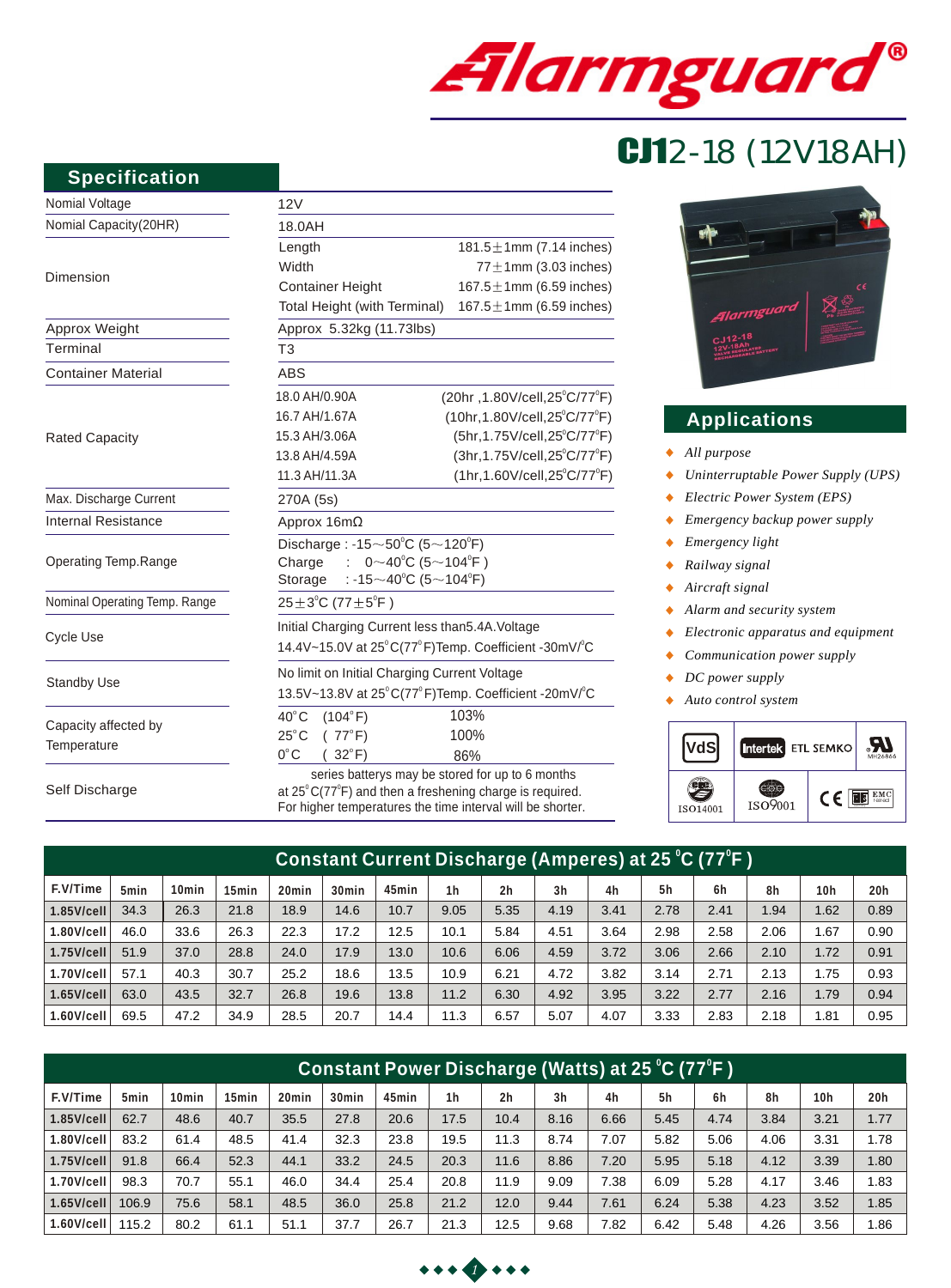# Alarmguard®

## CJ12-18 (12V18AH)

## Specification

| | | |
|---|---|---|
| Nomial Voltage | 12V | |
| Nomial Capacity(20HR) | 18.0AH | |
| Dimension | Length | 181.5±1mm (7.14 inches) |
| | Width | 77±1mm (3.03 inches) |
| | Container Height | 167.5±1mm (6.59 inches) |
| | Total Height (with Terminal) | 167.5±1mm (6.59 inches) |
| Approx Weight | Approx 5.32kg (11.73lbs) | |
| Terminal | T3 | |
| Container Material | ABS | |
| Rated Capacity | 18.0 AH/0.90A | (20hr ,1.80V/cell,25°C/77°F) |
| | 16.7 AH/1.67A | (10hr,1.80V/cell,25°C/77°F) |
| | 15.3 AH/3.06A | (5hr,1.75V/cell,25°C/77°F) |
| | 13.8 AH/4.59A | (3hr,1.75V/cell,25°C/77°F) |
| | 11.3 AH/11.3A | (1hr,1.60V/cell,25°C/77°F) |
| Max. Discharge Current | 270A (5s) | |
| Internal Resistance | Approx 16mΩ | |
| Operating Temp.Range | Discharge : -15~50°C (5~120°F) | |
| | Charge : 0~40°C (5~104°F ) | |
| | Storage : -15~40°C (5~104°F) | |
| Nominal Operating Temp. Range | 25±3°C (77±5°F ) | |
| Cycle Use | Initial Charging Current less than5.4A.Voltage 14.4V~15.0V at 25°C(77°F)Temp. Coefficient -30mV/°C | |
| Standby Use | No limit on Initial Charging Current Voltage 13.5V~13.8V at 25°C(77°F)Temp. Coefficient -20mV/°C | |
| Capacity affected by Temperature | 40°C (104°F) | 103% |
| | 25°C ( 77°F) | 100% |
| | 0°C ( 32°F) | 86% |
| Self Discharge | series batterys may be stored for up to 6 months at 25°C(77°F) and then a freshening charge is required. For higher temperatures the time interval will be shorter. | |

## Applications

- *All purpose*
- *Uninterruptable Power Supply (UPS)*
- *Electric Power System (EPS)*
- *Emergency backup power supply*
- *Emergency light*
- *Railway signal*
- *Aircraft signal*
- *Alarm and security system*
- *Electronic apparatus and equipment*
- *Communication power supply*
- *DC power supply*
- *Auto control system*

VdS | Intertek ETL SEMKO | UL MH26866 | ISO14001 | ISO9001 | CE | EMC

## Constant Current Discharge (Amperes) at 25°C (77°F )

| F.V/Time | 5min | 10min | 15min | 20min | 30min | 45min | 1h | 2h | 3h | 4h | 5h | 6h | 8h | 10h | 20h |
|---|---|---|---|---|---|---|---|---|---|---|---|---|---|---|---|
| 1.85V/cell | 34.3 | 26.3 | 21.8 | 18.9 | 14.6 | 10.7 | 9.05 | 5.35 | 4.19 | 3.41 | 2.78 | 2.41 | 1.94 | 1.62 | 0.89 |
| 1.80V/cell | 46.0 | 33.6 | 26.3 | 22.3 | 17.2 | 12.5 | 10.1 | 5.84 | 4.51 | 3.64 | 2.98 | 2.58 | 2.06 | 1.67 | 0.90 |
| 1.75V/cell | 51.9 | 37.0 | 28.8 | 24.0 | 17.9 | 13.0 | 10.6 | 6.06 | 4.59 | 3.72 | 3.06 | 2.66 | 2.10 | 1.72 | 0.91 |
| 1.70V/cell | 57.1 | 40.3 | 30.7 | 25.2 | 18.6 | 13.5 | 10.9 | 6.21 | 4.72 | 3.82 | 3.14 | 2.71 | 2.13 | 1.75 | 0.93 |
| 1.65V/cell | 63.0 | 43.5 | 32.7 | 26.8 | 19.6 | 13.8 | 11.2 | 6.30 | 4.92 | 3.95 | 3.22 | 2.77 | 2.16 | 1.79 | 0.94 |
| 1.60V/cell | 69.5 | 47.2 | 34.9 | 28.5 | 20.7 | 14.4 | 11.3 | 6.57 | 5.07 | 4.07 | 3.33 | 2.83 | 2.18 | 1.81 | 0.95 |

## Constant Power Discharge (Watts) at 25°C (77°F )

| F.V/Time | 5min | 10min | 15min | 20min | 30min | 45min | 1h | 2h | 3h | 4h | 5h | 6h | 8h | 10h | 20h |
|---|---|---|---|---|---|---|---|---|---|---|---|---|---|---|---|
| 1.85V/cell | 62.7 | 48.6 | 40.7 | 35.5 | 27.8 | 20.6 | 17.5 | 10.4 | 8.16 | 6.66 | 5.45 | 4.74 | 3.84 | 3.21 | 1.77 |
| 1.80V/cell | 83.2 | 61.4 | 48.5 | 41.4 | 32.3 | 23.8 | 19.5 | 11.3 | 8.74 | 7.07 | 5.82 | 5.06 | 4.06 | 3.31 | 1.78 |
| 1.75V/cell | 91.8 | 66.4 | 52.3 | 44.1 | 33.2 | 24.5 | 20.3 | 11.6 | 8.86 | 7.20 | 5.95 | 5.18 | 4.12 | 3.39 | 1.80 |
| 1.70V/cell | 98.3 | 70.7 | 55.1 | 46.0 | 34.4 | 25.4 | 20.8 | 11.9 | 9.09 | 7.38 | 6.09 | 5.28 | 4.17 | 3.46 | 1.83 |
| 1.65V/cell | 106.9 | 75.6 | 58.1 | 48.5 | 36.0 | 25.8 | 21.2 | 12.0 | 9.44 | 7.61 | 6.24 | 5.38 | 4.23 | 3.52 | 1.85 |
| 1.60V/cell | 115.2 | 80.2 | 61.1 | 51.1 | 37.7 | 26.7 | 21.3 | 12.5 | 9.68 | 7.82 | 6.42 | 5.48 | 4.26 | 3.56 | 1.86 |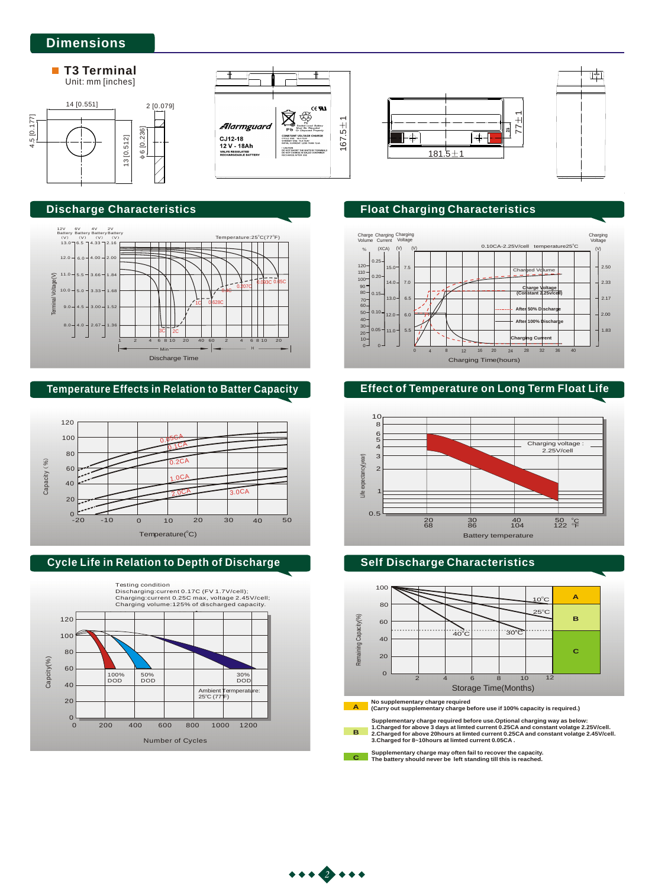## Dimensions

■ **T3 Terminal**
Unit: mm [inches]

14 [0.551]
2 [0.079]
4.5 [0.177]
13 [0.512]
φ 6 [0.236]

Alarmguard
CJ12-18
12 V - 18Ah
VALVE REGULATED RECHARGEABLE BATTERY

167.5±1
181.5±1
77±1

## Discharge Characteristics

12V Battery (V) | 6V Battery (V) | 4V Battery (V) | 2V Battery (V)

Temperature:25°C(77°F)

Terminal Voltage(V)

3C 2C 1C 0.628C 0.4C 0.207C 0.093C 0.05C

1 2 4 6 8 10 20 40 60 2 4 6 8 10 20
Min H

Discharge Time

## Float Charging Characteristics

Charge Volume % | Charging Current (XCA) | Charging Voltage (V) (V) | Charging Voltage (V)

0.10CA-2.25V/cell temperature25°C

Charged Volume
Charge Voltage (Constant 2.25v/cell)
After 50% Discharge
After 100% Discharge
Charging Current

0 4 8 12 16 20 24 28 32 36 40

Charging Time(hours)

## Temperature Effects in Relation to Batter Capacity

Capacity (%)

0.05CA 0.1CA 0.2CA 1.0CA 2.0CA 3.0CA

-20 -10 0 10 20 30 40 50

Temperature(°C)

## Effect of Temperature on Long Term Float Life

Life expectancy(year)

Charging voltage : 2.25V/cell

20 30 40 50 °C
68 86 104 122 °F

Battery temperature

## Cycle Life in Relation to Depth of Discharge

Testing condition
Discharging:current 0.17C (FV 1.7V/cell);
Charging:current 0.25C max, voltage 2.45V/cell;
Charging volume:125% of discharged capacity.

Capcity(%)

100% DOD
50% DOD
30% DOD

Ambient Temperature: 25°C (77°F)

0 200 400 600 800 1000 1200

Number of Cycles

## Self Discharge Characteristics

Remaining Capacity(%)

10°C 25°C 40°C 30°C

A B C

2 4 6 8 10 12

Storage Time(Months)

**A** — **No supplementary charge required (Carry out supplementary charge before use if 100% capacity is required.)**

**B** — **Supplementary charge required before use.Optional charging way as below:**
**1.Charged for above 3 days at limted current 0.25CA and constant volatge 2.25V/cell.**
**2.Charged for above 20hours at limted current 0.25CA and constant volatge 2.45V/cell.**
**3.Charged for 8~10hours at limted current 0.05CA .**

**C** — **Supplementary charge may often fail to recover the capacity. The battery should never be left standing till this is reached.**